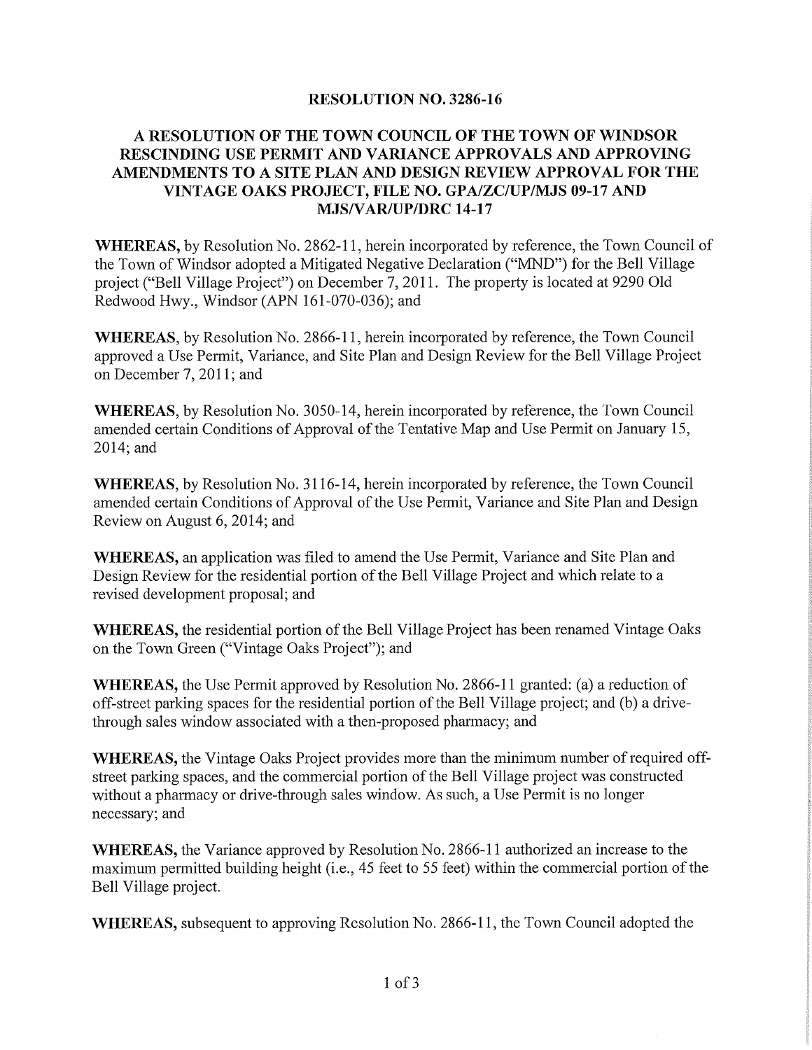# RESOLUTION NO. 3286-16

## A RESOLUTION OF THE TOWN COUNCIL OF THE TOWN OF WINDSOR RESCINDING USE PERMIT AND VARIANCE APPROVALS AND APPROVING AMENDMENTS TO A SITE PLAN AND DESIGN REVIEW APPROVAL FOR THE VINTAGE OAKS PROJECT, FILE NO. GPA/ZC/UP/MJS 09-17 AND MJS/VAR/UP/DRC 14-17

**WHEREAS,** by Resolution No. 2862-11, herein incorporated by reference, the Town Council of the Town of Windsor adopted a Mitigated Negative Declaration ("MND") for the Bell Village project ("Bell Village Project") on December 7, 2011. The property is located at 9290 Old Redwood Hwy., Windsor (APN 161-070-036); and

**WHEREAS**, by Resolution No. 2866-11, herein incorporated by reference, the Town Council approved a Use Permit, Variance, and Site Plan and Design Review for the Bell Village Project on December 7, 2011; and

**WHEREAS**, by Resolution No. 3050-14, herein incorporated by reference, the Town Council amended certain Conditions of Approval of the Tentative Map and Use Permit on January 15, 2014; and

**WHEREAS**, by Resolution No. 3116-14, herein incorporated by reference, the Town Council amended certain Conditions of Approval of the Use Permit, Variance and Site Plan and Design Review on August 6, 2014; and

**WHEREAS,** an application was filed to amend the Use Permit, Variance and Site Plan and Design Review for the residential portion of the Bell Village Project and which relate to a revised development proposal; and

**WHEREAS,** the residential portion of the Bell Village Project has been renamed Vintage Oaks on the Town Green ("Vintage Oaks Project"); and

**WHEREAS,** the Use Permit approved by Resolution No. 2866-11 granted: (a) a reduction of off-street parking spaces for the residential portion of the Bell Village project; and (b) a drive-through sales window associated with a then-proposed pharmacy; and

**WHEREAS,** the Vintage Oaks Project provides more than the minimum number of required off-street parking spaces, and the commercial portion of the Bell Village project was constructed without a pharmacy or drive-through sales window. As such, a Use Permit is no longer necessary; and

**WHEREAS,** the Variance approved by Resolution No. 2866-11 authorized an increase to the maximum permitted building height (i.e., 45 feet to 55 feet) within the commercial portion of the Bell Village project.

**WHEREAS,** subsequent to approving Resolution No. 2866-11, the Town Council adopted the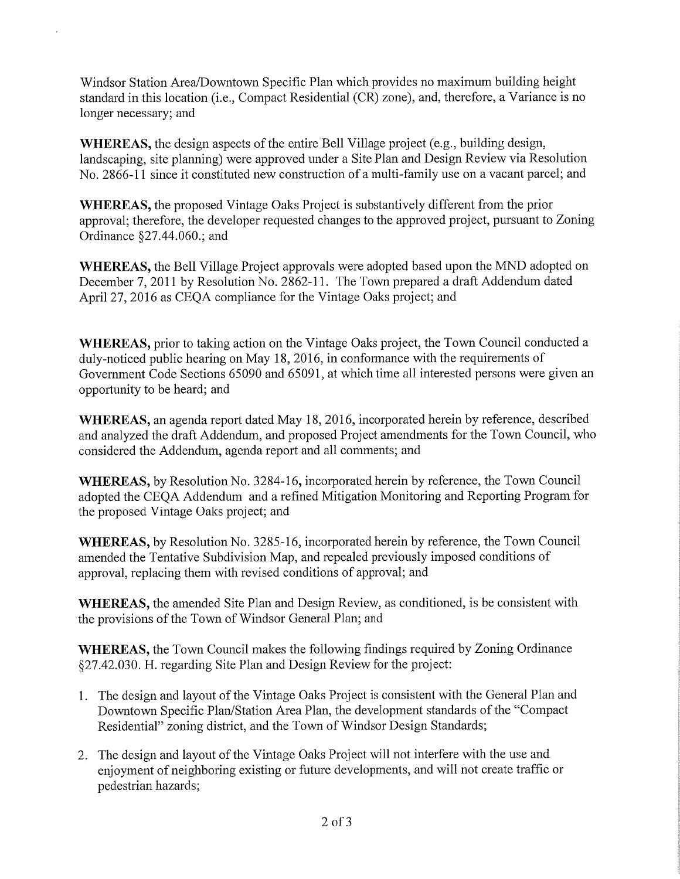Windsor Station Area/Downtown Specific Plan which provides no maximum building height standard in this location (i.e., Compact Residential (CR) zone), and, therefore, a Variance is no longer necessary; and

**WHEREAS,** the design aspects of the entire Bell Village project (e.g., building design, landscaping, site planning) were approved under a Site Plan and Design Review via Resolution No. 2866-11 since it constituted new construction of a multi-family use on a vacant parcel; and

**WHEREAS,** the proposed Vintage Oaks Project is substantively different from the prior approval; therefore, the developer requested changes to the approved project, pursuant to Zoning Ordinance §27.44.060.; and

**WHEREAS,** the Bell Village Project approvals were adopted based upon the MND adopted on December 7, 2011 by Resolution No. 2862-11. The Town prepared a draft Addendum dated April 27, 2016 as CEQA compliance for the Vintage Oaks project; and

**WHEREAS,** prior to taking action on the Vintage Oaks project, the Town Council conducted a duly-noticed public hearing on May 18, 2016, in conformance with the requirements of Government Code Sections 65090 and 65091, at which time all interested persons were given an opportunity to be heard; and

**WHEREAS,** an agenda report dated May 18, 2016, incorporated herein by reference, described and analyzed the draft Addendum, and proposed Project amendments for the Town Council, who considered the Addendum, agenda report and all comments; and

**WHEREAS,** by Resolution No. 3284-16**,** incorporated herein by reference, the Town Council adopted the CEQA Addendum and a refined Mitigation Monitoring and Reporting Program for the proposed Vintage Oaks project; and

**WHEREAS,** by Resolution No. 3285-16, incorporated herein by reference, the Town Council amended the Tentative Subdivision Map, and repealed previously imposed conditions of approval, replacing them with revised conditions of approval; and

**WHEREAS,** the amended Site Plan and Design Review, as conditioned, is be consistent with the provisions of the Town of Windsor General Plan; and

**WHEREAS,** the Town Council makes the following findings required by Zoning Ordinance §27.42.030. H. regarding Site Plan and Design Review for the project:

1. The design and layout of the Vintage Oaks Project is consistent with the General Plan and Downtown Specific Plan/Station Area Plan, the development standards of the "Compact Residential" zoning district, and the Town of Windsor Design Standards;
2. The design and layout of the Vintage Oaks Project will not interfere with the use and enjoyment of neighboring existing or future developments, and will not create traffic or pedestrian hazards;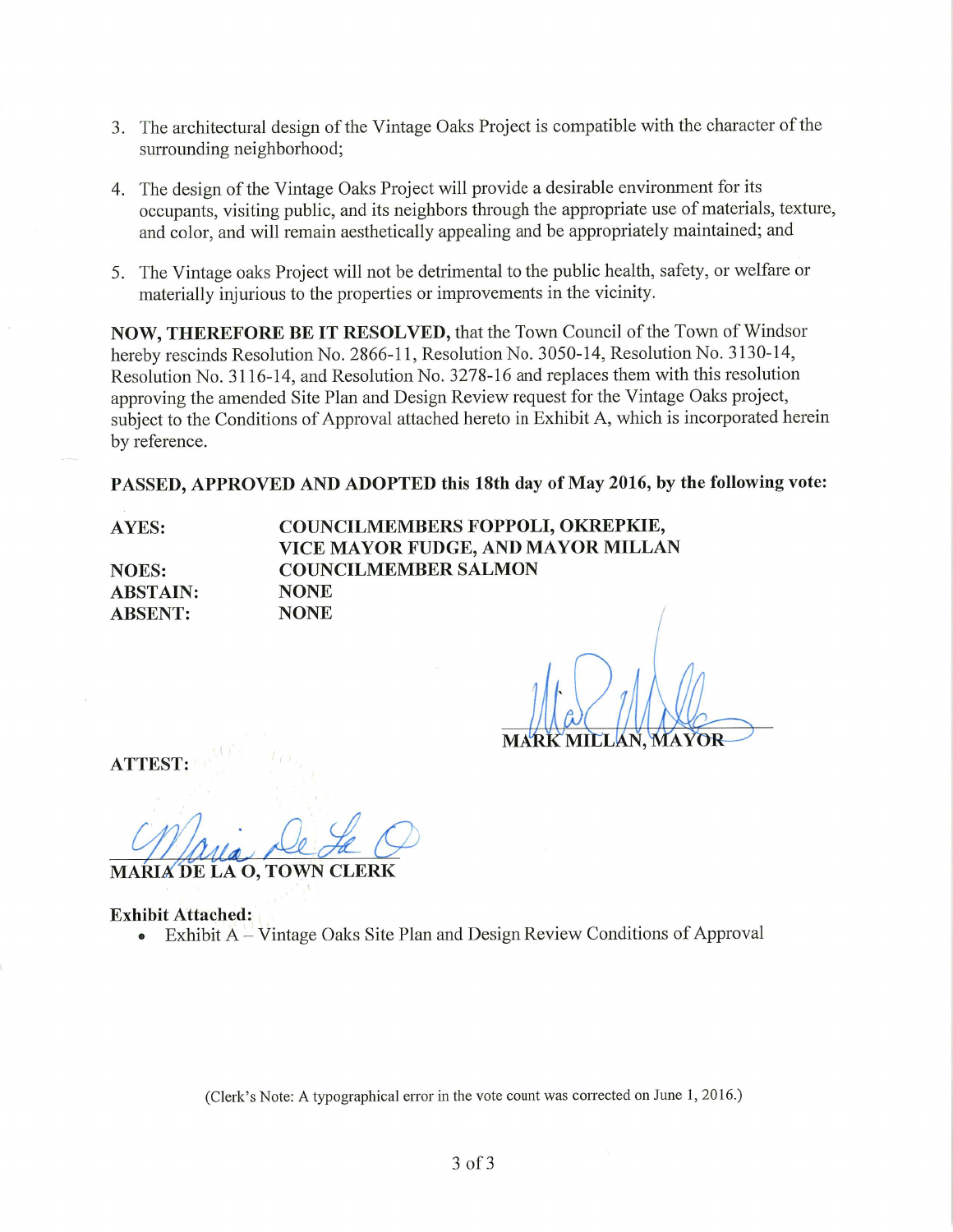3. The architectural design of the Vintage Oaks Project is compatible with the character of the surrounding neighborhood;

4. The design of the Vintage Oaks Project will provide a desirable environment for its occupants, visiting public, and its neighbors through the appropriate use of materials, texture, and color, and will remain aesthetically appealing and be appropriately maintained; and

5. The Vintage oaks Project will not be detrimental to the public health, safety, or welfare or materially injurious to the properties or improvements in the vicinity.

**NOW, THEREFORE BE IT RESOLVED,** that the Town Council of the Town of Windsor hereby rescinds Resolution No. 2866-11, Resolution No. 3050-14, Resolution No. 3130-14, Resolution No. 3116-14, and Resolution No. 3278-16 and replaces them with this resolution approving the amended Site Plan and Design Review request for the Vintage Oaks project, subject to the Conditions of Approval attached hereto in Exhibit A, which is incorporated herein by reference.

**PASSED, APPROVED AND ADOPTED this 18th day of May 2016, by the following vote:**

| | |
|---|---|
| **AYES:** | **COUNCILMEMBERS FOPPOLI, OKREPKIE, VICE MAYOR FUDGE, AND MAYOR MILLAN** |
| **NOES:** | **COUNCILMEMBER SALMON** |
| **ABSTAIN:** | **NONE** |
| **ABSENT:** | **NONE** |

**MARK MILLAN, MAYOR**

**ATTEST:**

**MARIA DE LA O, TOWN CLERK**

**Exhibit Attached:**

- Exhibit A – Vintage Oaks Site Plan and Design Review Conditions of Approval

(Clerk's Note: A typographical error in the vote count was corrected on June 1, 2016.)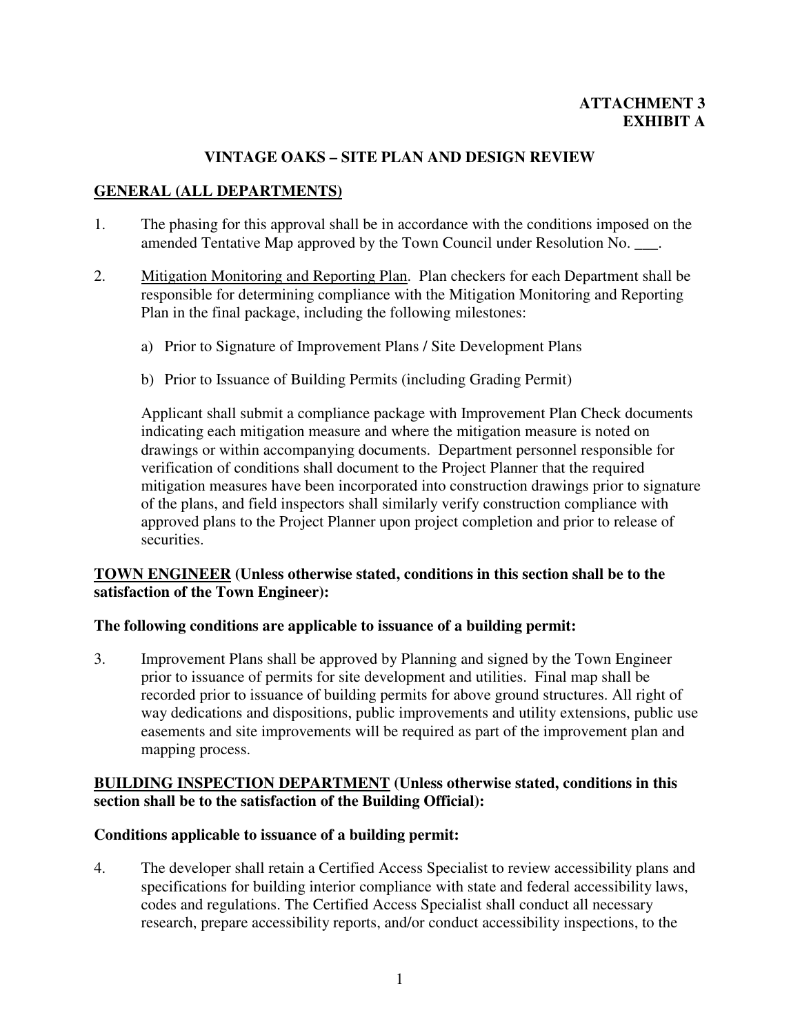**ATTACHMENT 3**
**EXHIBIT A**

# VINTAGE OAKS – SITE PLAN AND DESIGN REVIEW

## <u>GENERAL (ALL DEPARTMENTS)</u>

1. The phasing for this approval shall be in accordance with the conditions imposed on the amended Tentative Map approved by the Town Council under Resolution No. ___.

2. <u>Mitigation Monitoring and Reporting Plan</u>. Plan checkers for each Department shall be responsible for determining compliance with the Mitigation Monitoring and Reporting Plan in the final package, including the following milestones:

   a) Prior to Signature of Improvement Plans / Site Development Plans

   b) Prior to Issuance of Building Permits (including Grading Permit)

   Applicant shall submit a compliance package with Improvement Plan Check documents indicating each mitigation measure and where the mitigation measure is noted on drawings or within accompanying documents. Department personnel responsible for verification of conditions shall document to the Project Planner that the required mitigation measures have been incorporated into construction drawings prior to signature of the plans, and field inspectors shall similarly verify construction compliance with approved plans to the Project Planner upon project completion and prior to release of securities.

## <u>TOWN ENGINEER</u> (Unless otherwise stated, conditions in this section shall be to the satisfaction of the Town Engineer):

**The following conditions are applicable to issuance of a building permit:**

3. Improvement Plans shall be approved by Planning and signed by the Town Engineer prior to issuance of permits for site development and utilities. Final map shall be recorded prior to issuance of building permits for above ground structures. All right of way dedications and dispositions, public improvements and utility extensions, public use easements and site improvements will be required as part of the improvement plan and mapping process.

## <u>BUILDING INSPECTION DEPARTMENT</u> (Unless otherwise stated, conditions in this section shall be to the satisfaction of the Building Official):

**Conditions applicable to issuance of a building permit:**

4. The developer shall retain a Certified Access Specialist to review accessibility plans and specifications for building interior compliance with state and federal accessibility laws, codes and regulations. The Certified Access Specialist shall conduct all necessary research, prepare accessibility reports, and/or conduct accessibility inspections, to the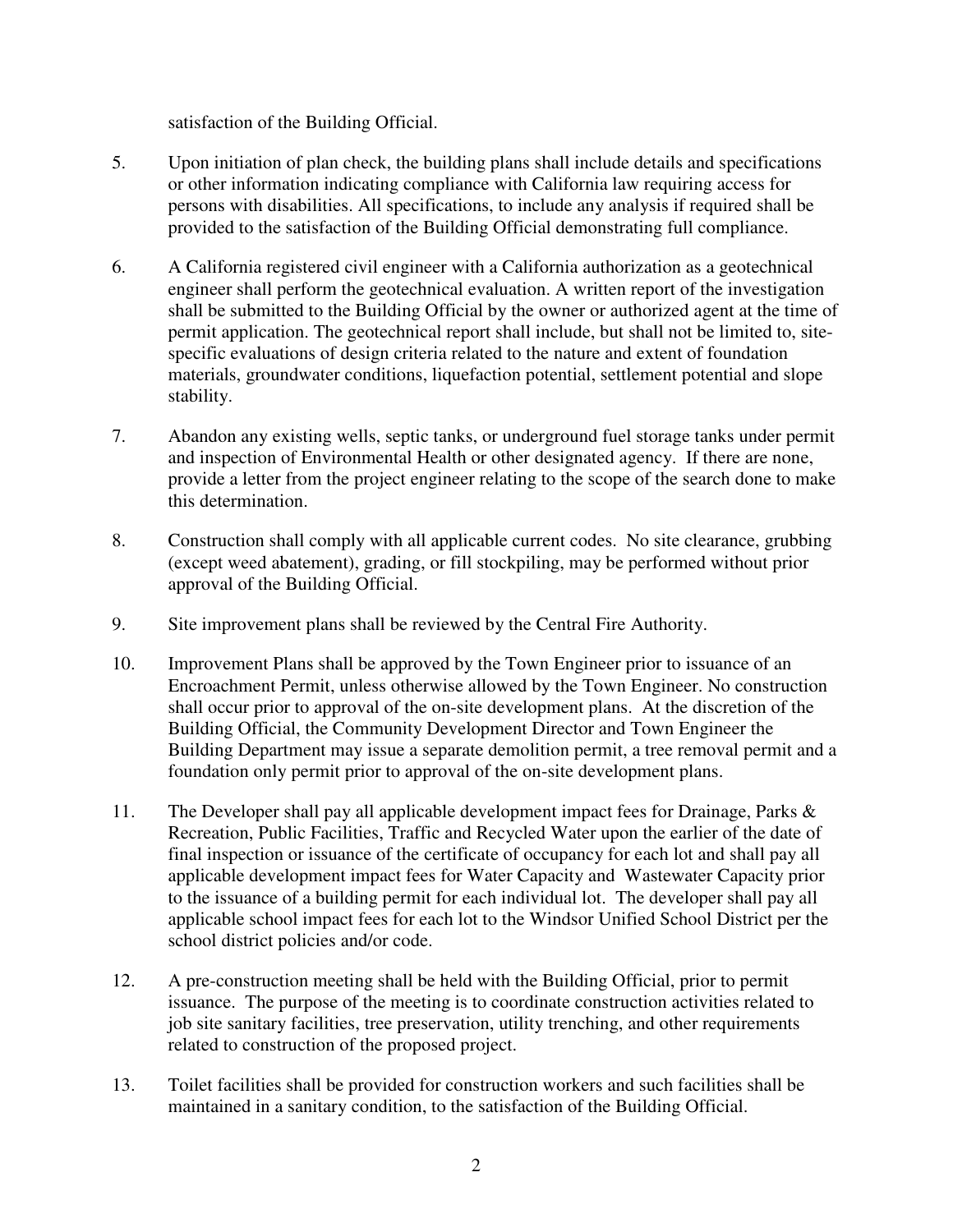satisfaction of the Building Official.

5. Upon initiation of plan check, the building plans shall include details and specifications or other information indicating compliance with California law requiring access for persons with disabilities. All specifications, to include any analysis if required shall be provided to the satisfaction of the Building Official demonstrating full compliance.

6. A California registered civil engineer with a California authorization as a geotechnical engineer shall perform the geotechnical evaluation. A written report of the investigation shall be submitted to the Building Official by the owner or authorized agent at the time of permit application. The geotechnical report shall include, but shall not be limited to, site-specific evaluations of design criteria related to the nature and extent of foundation materials, groundwater conditions, liquefaction potential, settlement potential and slope stability.

7. Abandon any existing wells, septic tanks, or underground fuel storage tanks under permit and inspection of Environmental Health or other designated agency. If there are none, provide a letter from the project engineer relating to the scope of the search done to make this determination.

8. Construction shall comply with all applicable current codes. No site clearance, grubbing (except weed abatement), grading, or fill stockpiling, may be performed without prior approval of the Building Official.

9. Site improvement plans shall be reviewed by the Central Fire Authority.

10. Improvement Plans shall be approved by the Town Engineer prior to issuance of an Encroachment Permit, unless otherwise allowed by the Town Engineer. No construction shall occur prior to approval of the on-site development plans. At the discretion of the Building Official, the Community Development Director and Town Engineer the Building Department may issue a separate demolition permit, a tree removal permit and a foundation only permit prior to approval of the on-site development plans.

11. The Developer shall pay all applicable development impact fees for Drainage, Parks & Recreation, Public Facilities, Traffic and Recycled Water upon the earlier of the date of final inspection or issuance of the certificate of occupancy for each lot and shall pay all applicable development impact fees for Water Capacity and Wastewater Capacity prior to the issuance of a building permit for each individual lot. The developer shall pay all applicable school impact fees for each lot to the Windsor Unified School District per the school district policies and/or code.

12. A pre-construction meeting shall be held with the Building Official, prior to permit issuance. The purpose of the meeting is to coordinate construction activities related to job site sanitary facilities, tree preservation, utility trenching, and other requirements related to construction of the proposed project.

13. Toilet facilities shall be provided for construction workers and such facilities shall be maintained in a sanitary condition, to the satisfaction of the Building Official.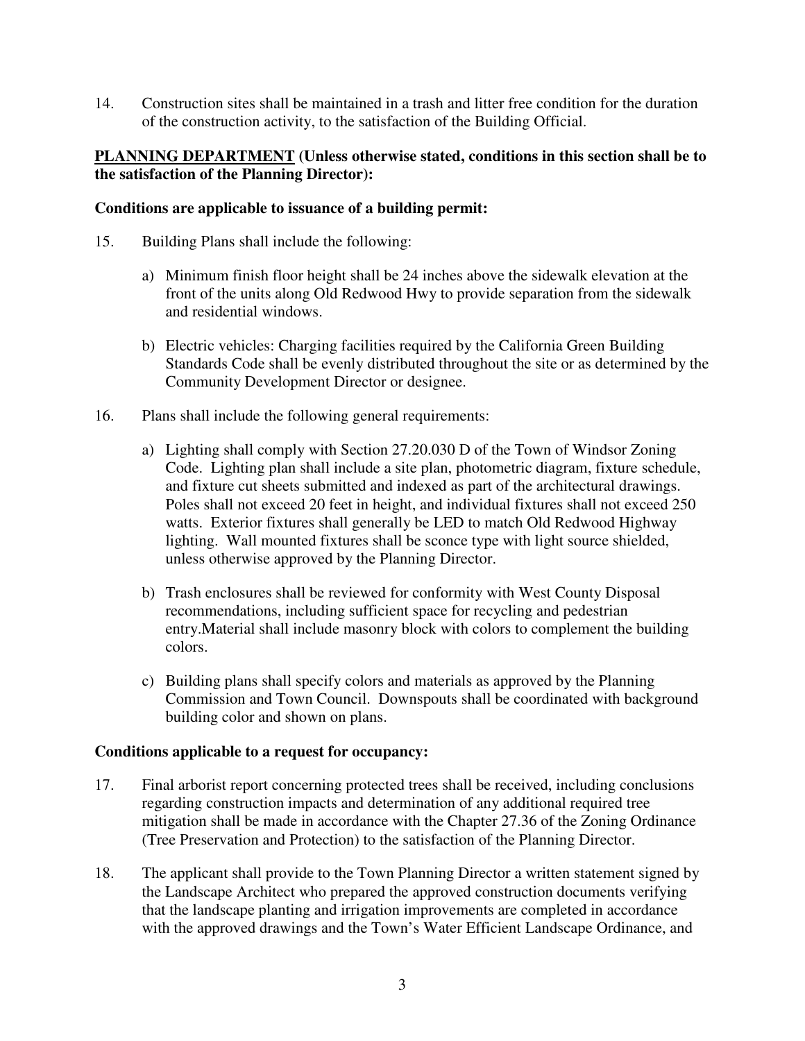14. Construction sites shall be maintained in a trash and litter free condition for the duration of the construction activity, to the satisfaction of the Building Official.

**<u>PLANNING DEPARTMENT</u> (Unless otherwise stated, conditions in this section shall be to the satisfaction of the Planning Director):**

**Conditions are applicable to issuance of a building permit:**

15. Building Plans shall include the following:

    a) Minimum finish floor height shall be 24 inches above the sidewalk elevation at the front of the units along Old Redwood Hwy to provide separation from the sidewalk and residential windows.

    b) Electric vehicles: Charging facilities required by the California Green Building Standards Code shall be evenly distributed throughout the site or as determined by the Community Development Director or designee.

16. Plans shall include the following general requirements:

    a) Lighting shall comply with Section 27.20.030 D of the Town of Windsor Zoning Code. Lighting plan shall include a site plan, photometric diagram, fixture schedule, and fixture cut sheets submitted and indexed as part of the architectural drawings. Poles shall not exceed 20 feet in height, and individual fixtures shall not exceed 250 watts. Exterior fixtures shall generally be LED to match Old Redwood Highway lighting. Wall mounted fixtures shall be sconce type with light source shielded, unless otherwise approved by the Planning Director.

    b) Trash enclosures shall be reviewed for conformity with West County Disposal recommendations, including sufficient space for recycling and pedestrian entry.Material shall include masonry block with colors to complement the building colors.

    c) Building plans shall specify colors and materials as approved by the Planning Commission and Town Council. Downspouts shall be coordinated with background building color and shown on plans.

**Conditions applicable to a request for occupancy:**

17. Final arborist report concerning protected trees shall be received, including conclusions regarding construction impacts and determination of any additional required tree mitigation shall be made in accordance with the Chapter 27.36 of the Zoning Ordinance (Tree Preservation and Protection) to the satisfaction of the Planning Director.

18. The applicant shall provide to the Town Planning Director a written statement signed by the Landscape Architect who prepared the approved construction documents verifying that the landscape planting and irrigation improvements are completed in accordance with the approved drawings and the Town's Water Efficient Landscape Ordinance, and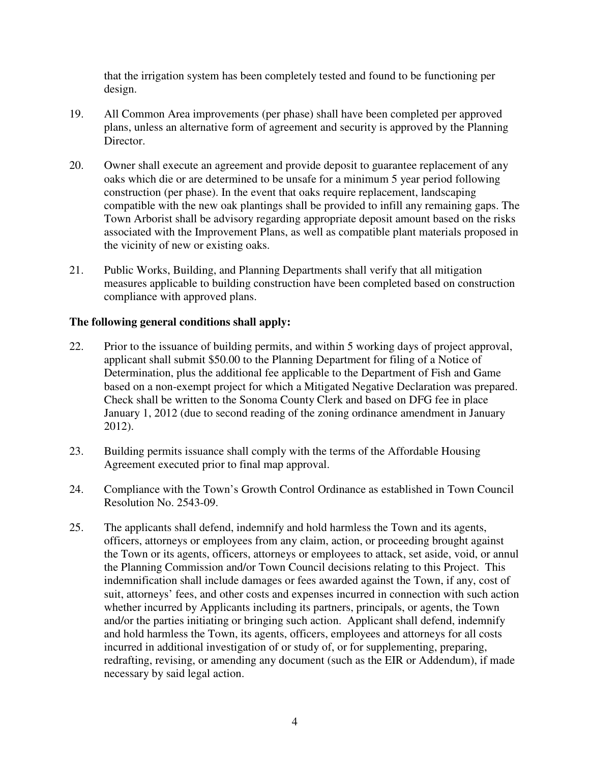that the irrigation system has been completely tested and found to be functioning per design.

19. All Common Area improvements (per phase) shall have been completed per approved plans, unless an alternative form of agreement and security is approved by the Planning Director.

20. Owner shall execute an agreement and provide deposit to guarantee replacement of any oaks which die or are determined to be unsafe for a minimum 5 year period following construction (per phase). In the event that oaks require replacement, landscaping compatible with the new oak plantings shall be provided to infill any remaining gaps. The Town Arborist shall be advisory regarding appropriate deposit amount based on the risks associated with the Improvement Plans, as well as compatible plant materials proposed in the vicinity of new or existing oaks.

21. Public Works, Building, and Planning Departments shall verify that all mitigation measures applicable to building construction have been completed based on construction compliance with approved plans.

**The following general conditions shall apply:**

22. Prior to the issuance of building permits, and within 5 working days of project approval, applicant shall submit $50.00 to the Planning Department for filing of a Notice of Determination, plus the additional fee applicable to the Department of Fish and Game based on a non-exempt project for which a Mitigated Negative Declaration was prepared. Check shall be written to the Sonoma County Clerk and based on DFG fee in place January 1, 2012 (due to second reading of the zoning ordinance amendment in January 2012).

23. Building permits issuance shall comply with the terms of the Affordable Housing Agreement executed prior to final map approval.

24. Compliance with the Town's Growth Control Ordinance as established in Town Council Resolution No. 2543-09.

25. The applicants shall defend, indemnify and hold harmless the Town and its agents, officers, attorneys or employees from any claim, action, or proceeding brought against the Town or its agents, officers, attorneys or employees to attack, set aside, void, or annul the Planning Commission and/or Town Council decisions relating to this Project. This indemnification shall include damages or fees awarded against the Town, if any, cost of suit, attorneys' fees, and other costs and expenses incurred in connection with such action whether incurred by Applicants including its partners, principals, or agents, the Town and/or the parties initiating or bringing such action. Applicant shall defend, indemnify and hold harmless the Town, its agents, officers, employees and attorneys for all costs incurred in additional investigation of or study of, or for supplementing, preparing, redrafting, revising, or amending any document (such as the EIR or Addendum), if made necessary by said legal action.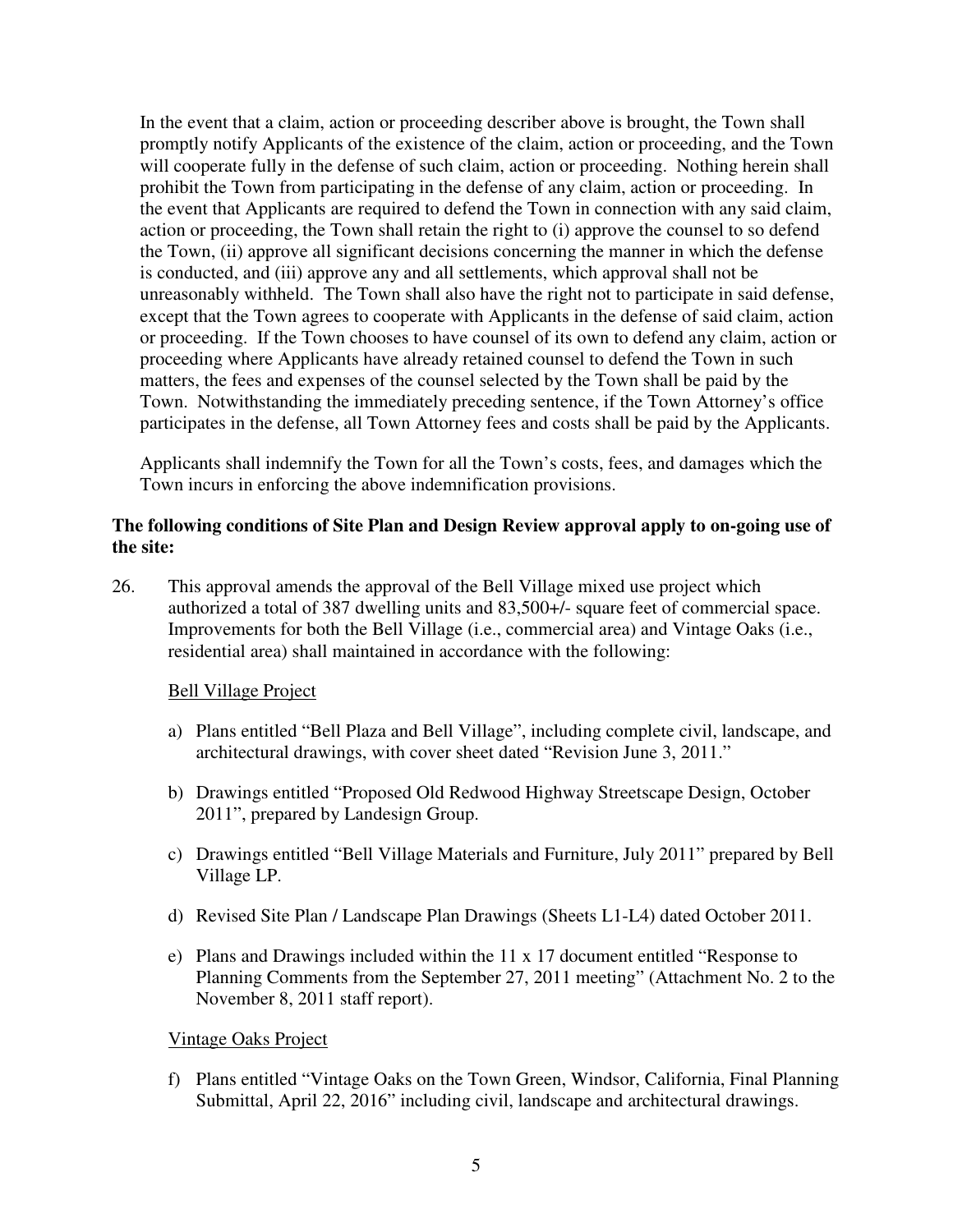In the event that a claim, action or proceeding describer above is brought, the Town shall promptly notify Applicants of the existence of the claim, action or proceeding, and the Town will cooperate fully in the defense of such claim, action or proceeding. Nothing herein shall prohibit the Town from participating in the defense of any claim, action or proceeding. In the event that Applicants are required to defend the Town in connection with any said claim, action or proceeding, the Town shall retain the right to (i) approve the counsel to so defend the Town, (ii) approve all significant decisions concerning the manner in which the defense is conducted, and (iii) approve any and all settlements, which approval shall not be unreasonably withheld. The Town shall also have the right not to participate in said defense, except that the Town agrees to cooperate with Applicants in the defense of said claim, action or proceeding. If the Town chooses to have counsel of its own to defend any claim, action or proceeding where Applicants have already retained counsel to defend the Town in such matters, the fees and expenses of the counsel selected by the Town shall be paid by the Town. Notwithstanding the immediately preceding sentence, if the Town Attorney's office participates in the defense, all Town Attorney fees and costs shall be paid by the Applicants.

Applicants shall indemnify the Town for all the Town's costs, fees, and damages which the Town incurs in enforcing the above indemnification provisions.

**The following conditions of Site Plan and Design Review approval apply to on-going use of the site:**

26. This approval amends the approval of the Bell Village mixed use project which authorized a total of 387 dwelling units and 83,500+/- square feet of commercial space. Improvements for both the Bell Village (i.e., commercial area) and Vintage Oaks (i.e., residential area) shall maintained in accordance with the following:

    Bell Village Project

    a) Plans entitled "Bell Plaza and Bell Village", including complete civil, landscape, and architectural drawings, with cover sheet dated "Revision June 3, 2011."

    b) Drawings entitled "Proposed Old Redwood Highway Streetscape Design, October 2011", prepared by Landesign Group.

    c) Drawings entitled "Bell Village Materials and Furniture, July 2011" prepared by Bell Village LP.

    d) Revised Site Plan / Landscape Plan Drawings (Sheets L1-L4) dated October 2011.

    e) Plans and Drawings included within the 11 x 17 document entitled "Response to Planning Comments from the September 27, 2011 meeting" (Attachment No. 2 to the November 8, 2011 staff report).

    Vintage Oaks Project

    f) Plans entitled "Vintage Oaks on the Town Green, Windsor, California, Final Planning Submittal, April 22, 2016" including civil, landscape and architectural drawings.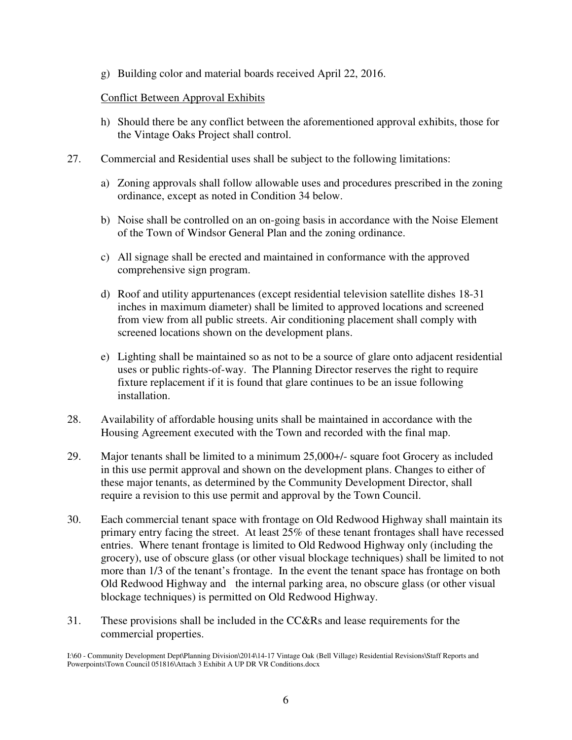g) Building color and material boards received April 22, 2016.

Conflict Between Approval Exhibits

h) Should there be any conflict between the aforementioned approval exhibits, those for the Vintage Oaks Project shall control.

27. Commercial and Residential uses shall be subject to the following limitations:

a) Zoning approvals shall follow allowable uses and procedures prescribed in the zoning ordinance, except as noted in Condition 34 below.

b) Noise shall be controlled on an on-going basis in accordance with the Noise Element of the Town of Windsor General Plan and the zoning ordinance.

c) All signage shall be erected and maintained in conformance with the approved comprehensive sign program.

d) Roof and utility appurtenances (except residential television satellite dishes 18-31 inches in maximum diameter) shall be limited to approved locations and screened from view from all public streets. Air conditioning placement shall comply with screened locations shown on the development plans.

e) Lighting shall be maintained so as not to be a source of glare onto adjacent residential uses or public rights-of-way. The Planning Director reserves the right to require fixture replacement if it is found that glare continues to be an issue following installation.

28. Availability of affordable housing units shall be maintained in accordance with the Housing Agreement executed with the Town and recorded with the final map.

29. Major tenants shall be limited to a minimum 25,000+/- square foot Grocery as included in this use permit approval and shown on the development plans. Changes to either of these major tenants, as determined by the Community Development Director, shall require a revision to this use permit and approval by the Town Council.

30. Each commercial tenant space with frontage on Old Redwood Highway shall maintain its primary entry facing the street. At least 25% of these tenant frontages shall have recessed entries. Where tenant frontage is limited to Old Redwood Highway only (including the grocery), use of obscure glass (or other visual blockage techniques) shall be limited to not more than 1/3 of the tenant's frontage. In the event the tenant space has frontage on both Old Redwood Highway and the internal parking area, no obscure glass (or other visual blockage techniques) is permitted on Old Redwood Highway.

31. These provisions shall be included in the CC&Rs and lease requirements for the commercial properties.

I:\60 - Community Development Dept\Planning Division\2014\14-17 Vintage Oak (Bell Village) Residential Revisions\Staff Reports and Powerpoints\Town Council 051816\Attach 3 Exhibit A UP DR VR Conditions.docx